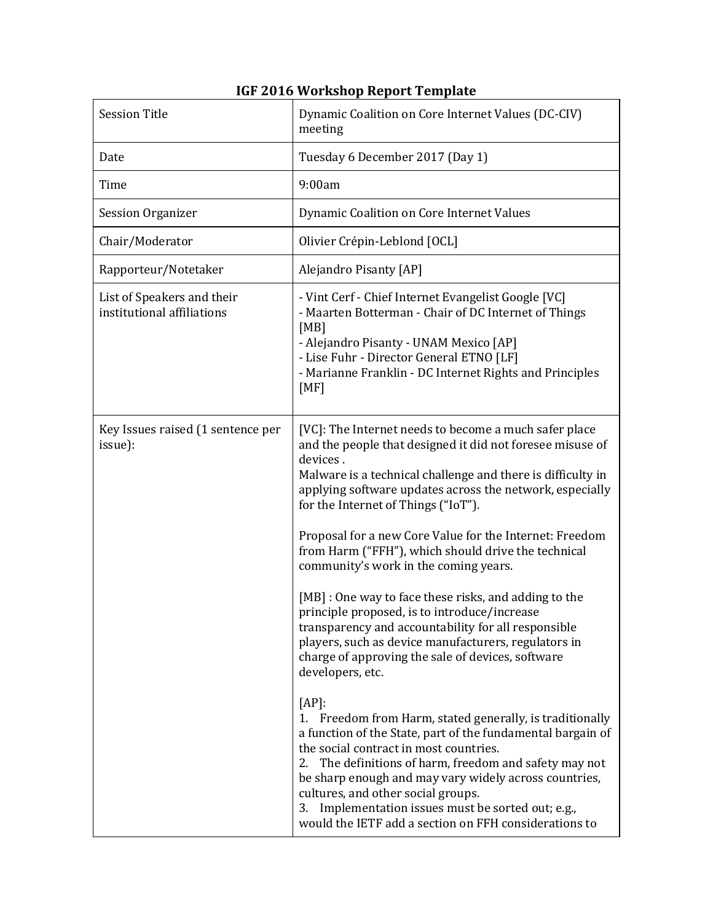# IGF 2016 Workshop Report Template

| | |
|---|---|
| Session Title | Dynamic Coalition on Core Internet Values (DC-CIV) meeting |
| Date | Tuesday 6 December 2017 (Day 1) |
| Time | 9:00am |
| Session Organizer | Dynamic Coalition on Core Internet Values |
| Chair/Moderator | Olivier Crépin-Leblond [OCL] |
| Rapporteur/Notetaker | Alejandro Pisanty [AP] |
| List of Speakers and their institutional affiliations | - Vint Cerf - Chief Internet Evangelist Google [VC]<br>- Maarten Botterman - Chair of DC Internet of Things [MB]<br>- Alejandro Pisanty - UNAM Mexico [AP]<br>- Lise Fuhr - Director General ETNO [LF]<br>- Marianne Franklin - DC Internet Rights and Principles [MF] |
| Key Issues raised (1 sentence per issue): | [VC]: The Internet needs to become a much safer place and the people that designed it did not foresee misuse of devices .<br>Malware is a technical challenge and there is difficulty in applying software updates across the network, especially for the Internet of Things ("IoT").<br><br>Proposal for a new Core Value for the Internet: Freedom from Harm ("FFH"), which should drive the technical community's work in the coming years.<br><br>[MB] : One way to face these risks, and adding to the principle proposed, is to introduce/increase transparency and accountability for all responsible players, such as device manufacturers, regulators in charge of approving the sale of devices, software developers, etc.<br><br>[AP]:<br>1. Freedom from Harm, stated generally, is traditionally a function of the State, part of the fundamental bargain of the social contract in most countries.<br>2. The definitions of harm, freedom and safety may not be sharp enough and may vary widely across countries, cultures, and other social groups.<br>3. Implementation issues must be sorted out; e.g., would the IETF add a section on FFH considerations to |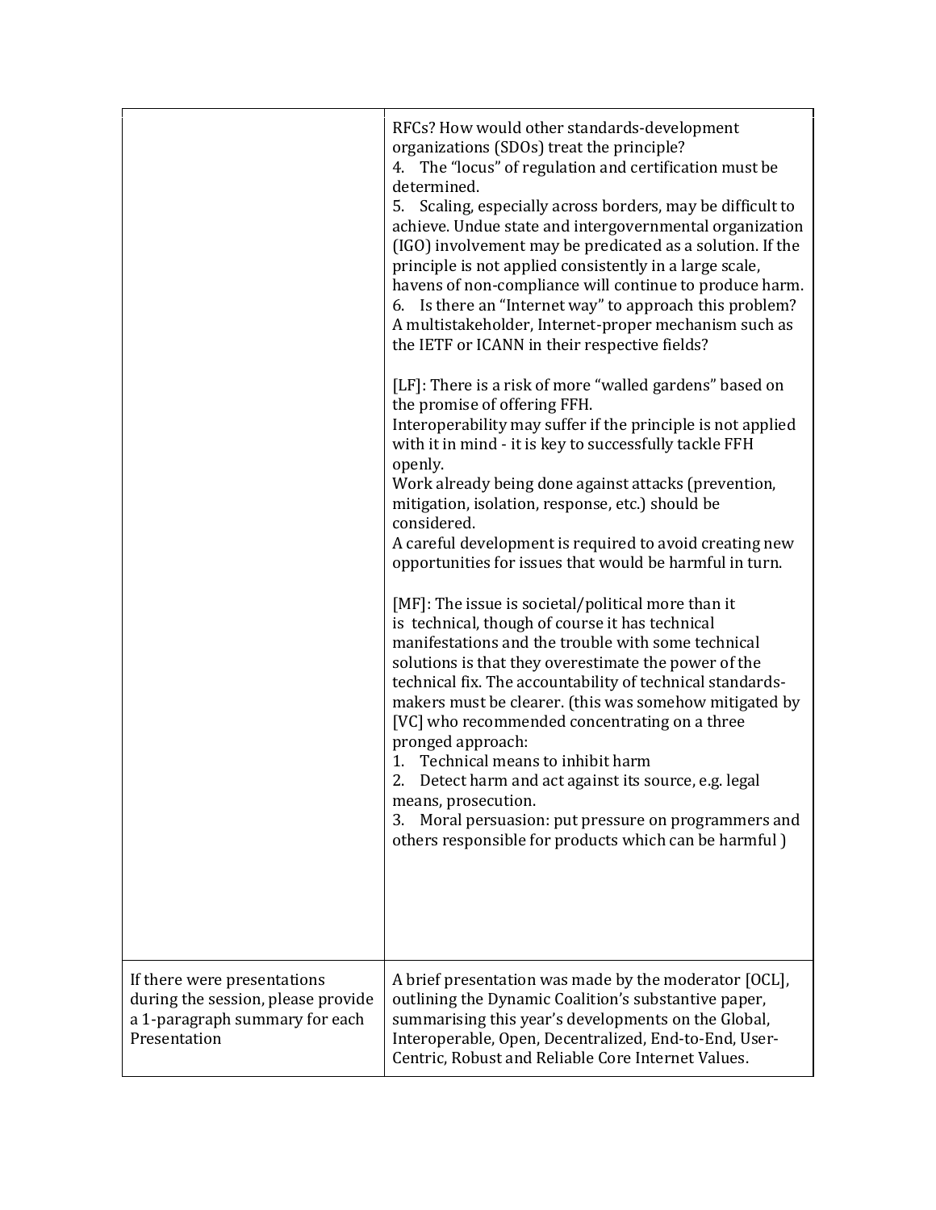| | |
|---|---|
| | RFCs? How would other standards-development organizations (SDOs) treat the principle?<br>4. The “locus” of regulation and certification must be determined.<br>5. Scaling, especially across borders, may be difficult to achieve. Undue state and intergovernmental organization (IGO) involvement may be predicated as a solution. If the principle is not applied consistently in a large scale, havens of non-compliance will continue to produce harm.<br>6. Is there an “Internet way” to approach this problem? A multistakeholder, Internet-proper mechanism such as the IETF or ICANN in their respective fields?<br><br>[LF]: There is a risk of more “walled gardens” based on the promise of offering FFH.<br>Interoperability may suffer if the principle is not applied with it in mind - it is key to successfully tackle FFH openly.<br>Work already being done against attacks (prevention, mitigation, isolation, response, etc.) should be considered.<br>A careful development is required to avoid creating new opportunities for issues that would be harmful in turn.<br><br>[MF]: The issue is societal/political more than it is technical, though of course it has technical manifestations and the trouble with some technical solutions is that they overestimate the power of the technical fix. The accountability of technical standards-makers must be clearer. (this was somehow mitigated by [VC] who recommended concentrating on a three pronged approach:<br>1. Technical means to inhibit harm<br>2. Detect harm and act against its source, e.g. legal means, prosecution.<br>3. Moral persuasion: put pressure on programmers and others responsible for products which can be harmful ) |
| If there were presentations during the session, please provide a 1-paragraph summary for each Presentation | A brief presentation was made by the moderator [OCL], outlining the Dynamic Coalition’s substantive paper, summarising this year’s developments on the Global, Interoperable, Open, Decentralized, End-to-End, User-Centric, Robust and Reliable Core Internet Values. |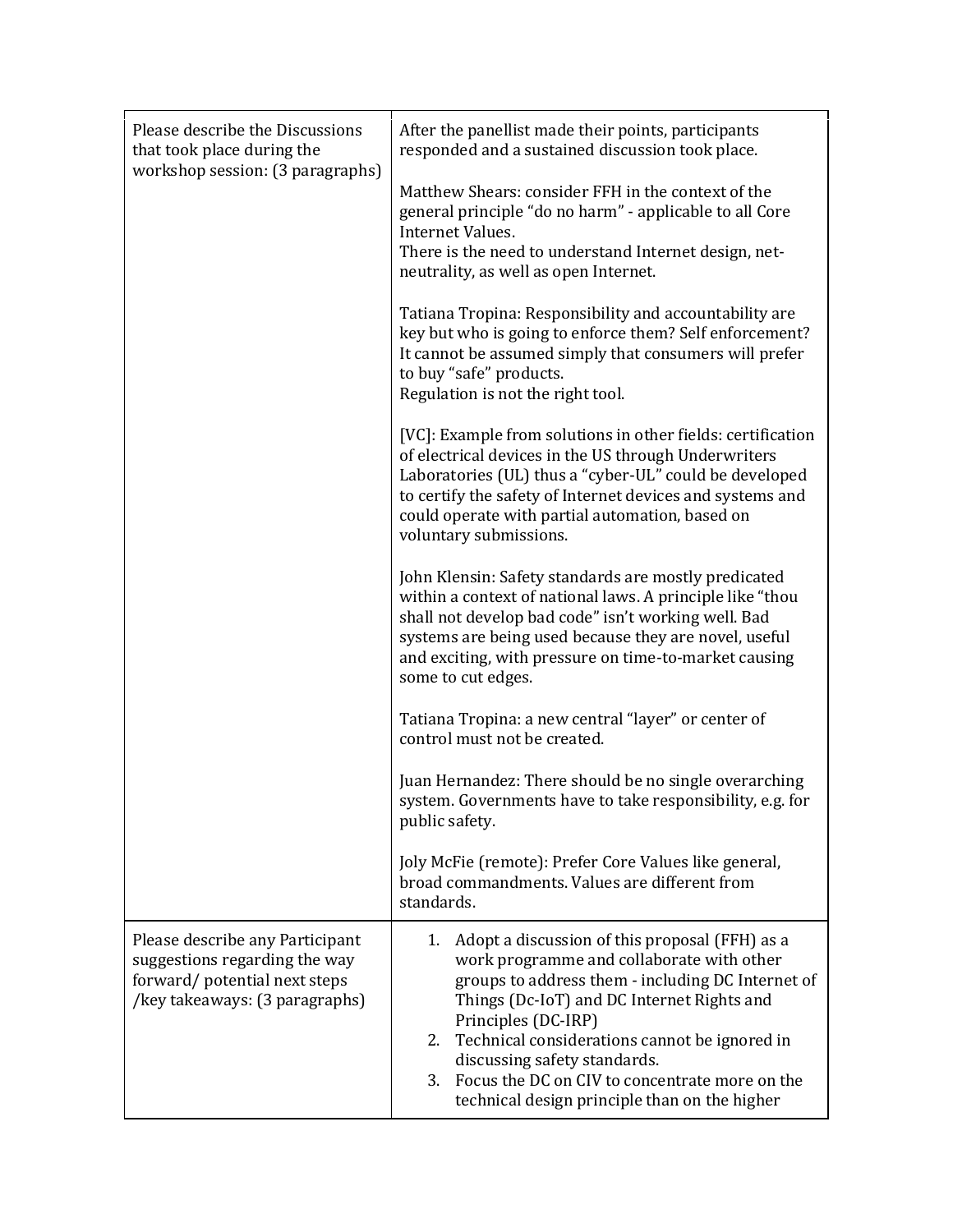| | |
|---|---|
| Please describe the Discussions that took place during the workshop session: (3 paragraphs) | After the panellist made their points, participants responded and a sustained discussion took place.<br><br>Matthew Shears: consider FFH in the context of the general principle "do no harm" - applicable to all Core Internet Values.<br>There is the need to understand Internet design, net-neutrality, as well as open Internet.<br><br>Tatiana Tropina: Responsibility and accountability are key but who is going to enforce them? Self enforcement? It cannot be assumed simply that consumers will prefer to buy "safe" products.<br>Regulation is not the right tool.<br><br>[VC]: Example from solutions in other fields: certification of electrical devices in the US through Underwriters Laboratories (UL) thus a "cyber-UL" could be developed to certify the safety of Internet devices and systems and could operate with partial automation, based on voluntary submissions.<br><br>John Klensin: Safety standards are mostly predicated within a context of national laws. A principle like "thou shall not develop bad code" isn't working well. Bad systems are being used because they are novel, useful and exciting, with pressure on time-to-market causing some to cut edges.<br><br>Tatiana Tropina: a new central "layer" or center of control must not be created.<br><br>Juan Hernandez: There should be no single overarching system. Governments have to take responsibility, e.g. for public safety.<br><br>Joly McFie (remote): Prefer Core Values like general, broad commandments. Values are different from standards. |
| Please describe any Participant suggestions regarding the way forward/ potential next steps /key takeaways: (3 paragraphs) | 1. Adopt a discussion of this proposal (FFH) as a work programme and collaborate with other groups to address them - including DC Internet of Things (Dc-IoT) and DC Internet Rights and Principles (DC-IRP)<br>2. Technical considerations cannot be ignored in discussing safety standards.<br>3. Focus the DC on CIV to concentrate more on the technical design principle than on the higher |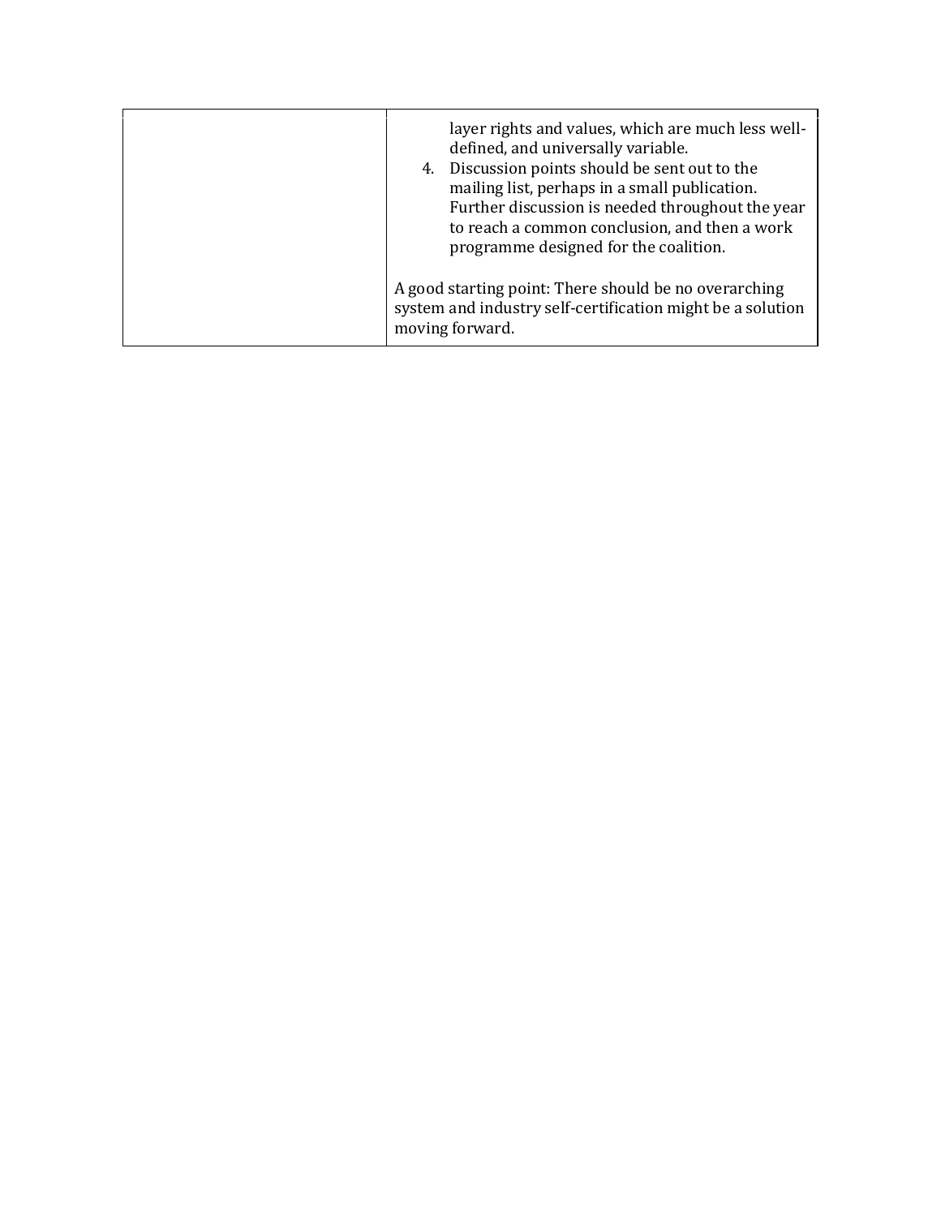| | |
|---|---|
| | layer rights and values, which are much less well-defined, and universally variable.<br>4. Discussion points should be sent out to the mailing list, perhaps in a small publication. Further discussion is needed throughout the year to reach a common conclusion, and then a work programme designed for the coalition.<br><br>A good starting point: There should be no overarching system and industry self-certification might be a solution moving forward. |